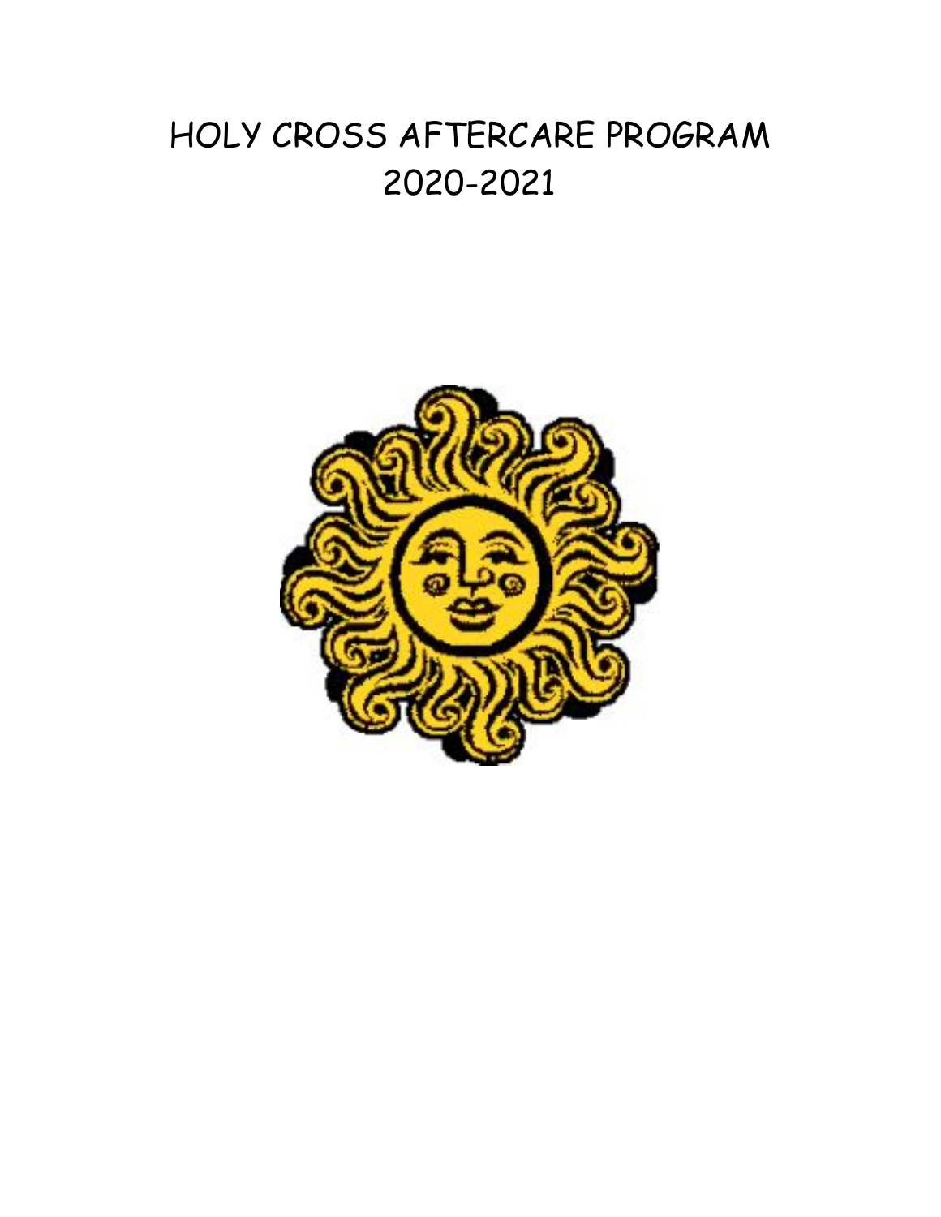# HOLY CROSS AFTERCARE PROGRAM
# 2020-2021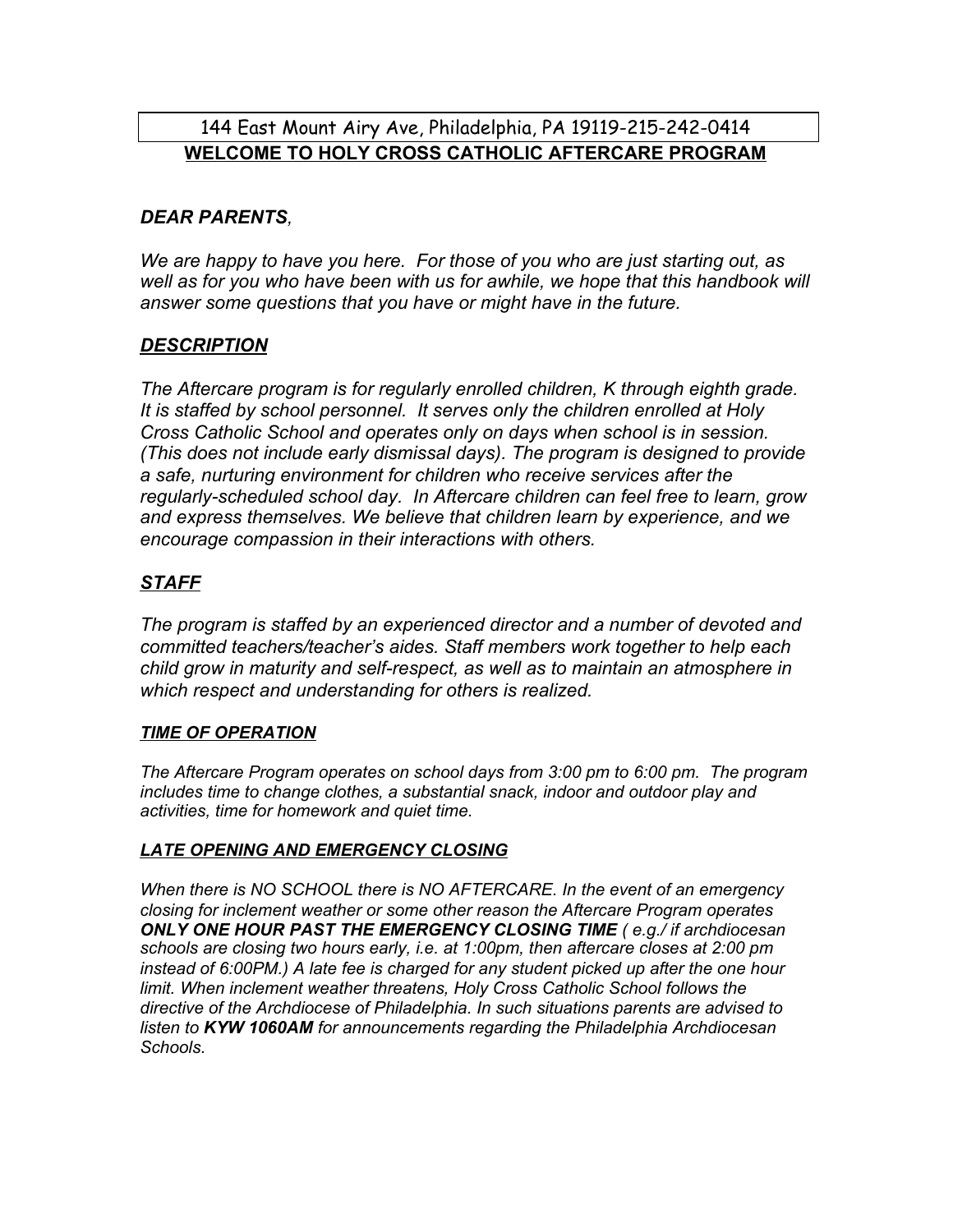144 East Mount Airy Ave, Philadelphia, PA 19119-215-242-0414

# WELCOME TO HOLY CROSS CATHOLIC AFTERCARE PROGRAM

***DEAR PARENTS**,*

*We are happy to have you here. For those of you who are just starting out, as well as for you who have been with us for awhile, we hope that this handbook will answer some questions that you have or might have in the future.*

## ***DESCRIPTION***

*The Aftercare program is for regularly enrolled children, K through eighth grade. It is staffed by school personnel. It serves only the children enrolled at Holy Cross Catholic School and operates only on days when school is in session. (This does not include early dismissal days). The program is designed to provide a safe, nurturing environment for children who receive services after the regularly-scheduled school day. In Aftercare children can feel free to learn, grow and express themselves. We believe that children learn by experience, and we encourage compassion in their interactions with others.*

## ***STAFF***

*The program is staffed by an experienced director and a number of devoted and committed teachers/teacher's aides. Staff members work together to help each child grow in maturity and self-respect, as well as to maintain an atmosphere in which respect and understanding for others is realized.*

### ***TIME OF OPERATION***

*The Aftercare Program operates on school days from 3:00 pm to 6:00 pm. The program includes time to change clothes, a substantial snack, indoor and outdoor play and activities, time for homework and quiet time.*

### ***LATE OPENING AND EMERGENCY CLOSING***

*When there is NO SCHOOL there is NO AFTERCARE. In the event of an emergency closing for inclement weather or some other reason the Aftercare Program operates **ONLY ONE HOUR PAST THE EMERGENCY CLOSING TIME** ( e.g./ if archdiocesan schools are closing two hours early, i.e. at 1:00pm, then aftercare closes at 2:00 pm instead of 6:00PM.) A late fee is charged for any student picked up after the one hour limit. When inclement weather threatens, Holy Cross Catholic School follows the directive of the Archdiocese of Philadelphia. In such situations parents are advised to listen to **KYW 1060AM** for announcements regarding the Philadelphia Archdiocesan Schools.*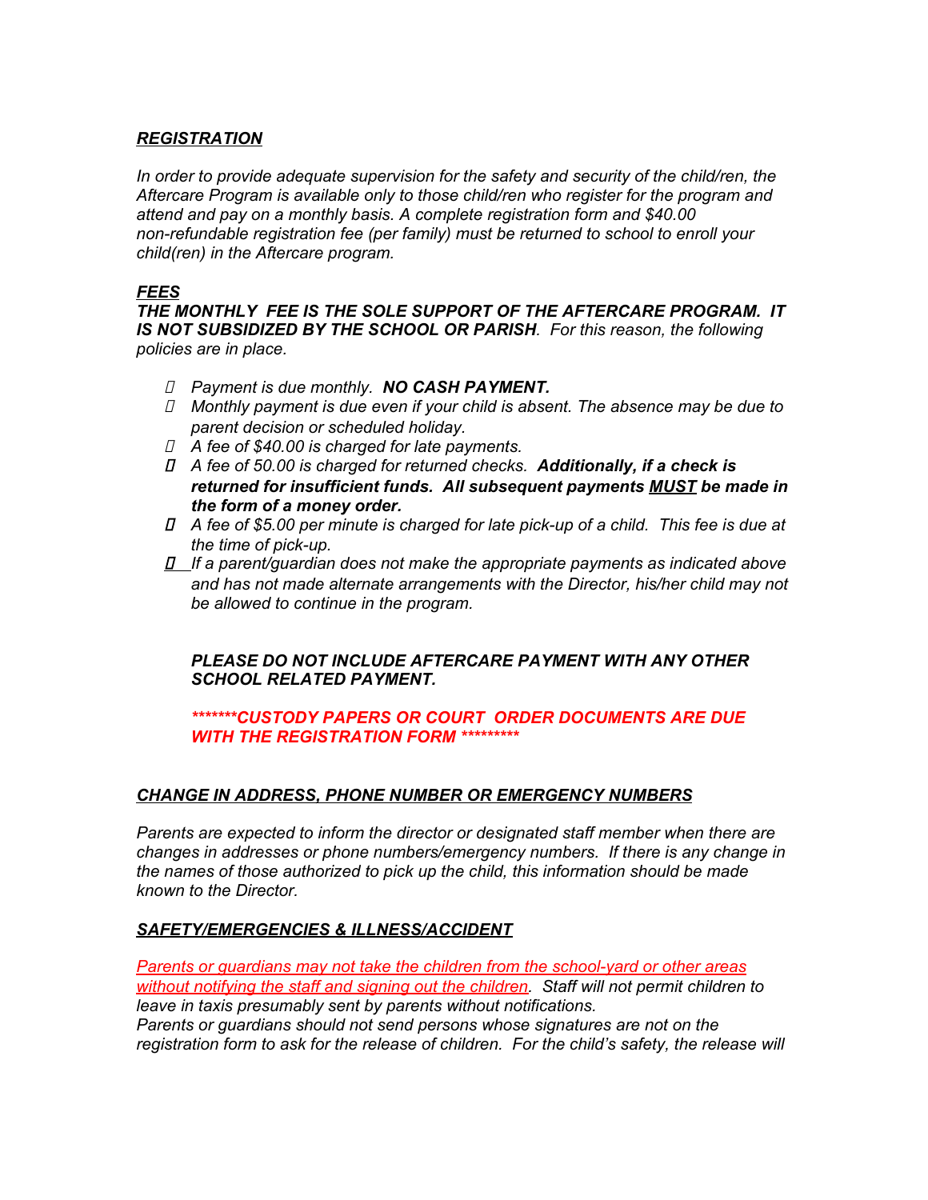## *REGISTRATION*

*In order to provide adequate supervision for the safety and security of the child/ren, the Aftercare Program is available only to those child/ren who register for the program and attend and pay on a monthly basis. A complete registration form and $40.00 non-refundable registration fee (per family) must be returned to school to enroll your child(ren) in the Aftercare program.*

## *FEES*

***THE MONTHLY FEE IS THE SOLE SUPPORT OF THE AFTERCARE PROGRAM. IT IS NOT SUBSIDIZED BY THE SCHOOL OR PARISH****. For this reason, the following policies are in place.*

- *Payment is due monthly.* ***NO CASH PAYMENT.***
- *Monthly payment is due even if your child is absent. The absence may be due to parent decision or scheduled holiday.*
- *A fee of $40.00 is charged for late payments.*
- *A fee of 50.00 is charged for returned checks.* ***Additionally, if a check is returned for insufficient funds. All subsequent payments MUST be made in the form of a money order.***
- *A fee of $5.00 per minute is charged for late pick-up of a child. This fee is due at the time of pick-up.*
- *If a parent/guardian does not make the appropriate payments as indicated above and has not made alternate arrangements with the Director, his/her child may not be allowed to continue in the program.*

***PLEASE DO NOT INCLUDE AFTERCARE PAYMENT WITH ANY OTHER SCHOOL RELATED PAYMENT.***

****\*\*\*\*\*\*\*CUSTODY PAPERS OR COURT ORDER DOCUMENTS ARE DUE WITH THE REGISTRATION FORM \*\*\*\*\*\*\*\*\****

## *CHANGE IN ADDRESS, PHONE NUMBER OR EMERGENCY NUMBERS*

*Parents are expected to inform the director or designated staff member when there are changes in addresses or phone numbers/emergency numbers. If there is any change in the names of those authorized to pick up the child, this information should be made known to the Director.*

## *SAFETY/EMERGENCIES & ILLNESS/ACCIDENT*

*Parents or guardians may not take the children from the school-yard or other areas without notifying the staff and signing out the children. Staff will not permit children to leave in taxis presumably sent by parents without notifications.*
*Parents or guardians should not send persons whose signatures are not on the registration form to ask for the release of children. For the child's safety, the release will*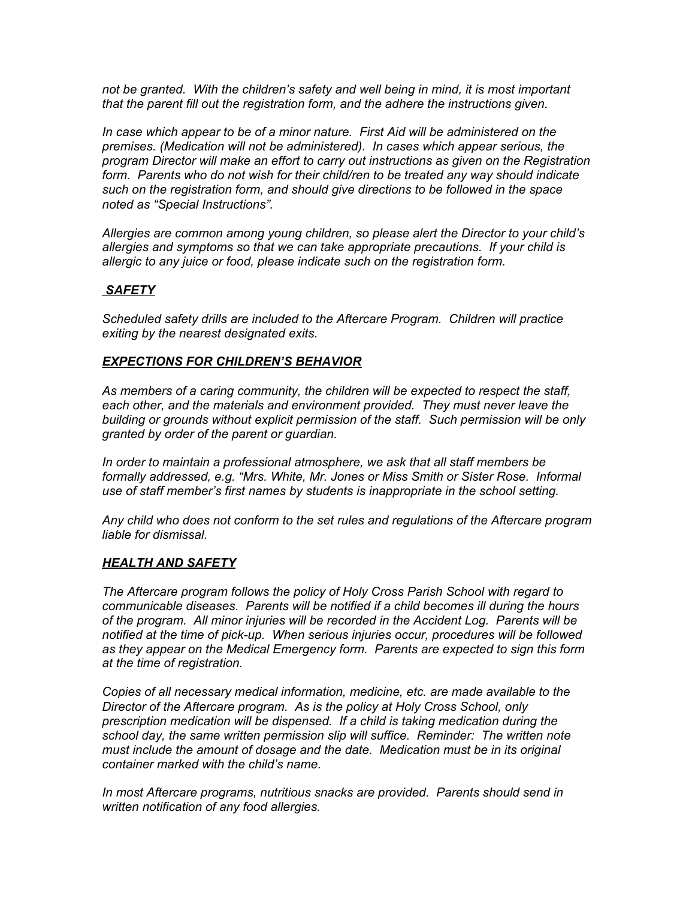*not be granted. With the children's safety and well being in mind, it is most important that the parent fill out the registration form, and the adhere the instructions given.*

*In case which appear to be of a minor nature. First Aid will be administered on the premises. (Medication will not be administered). In cases which appear serious, the program Director will make an effort to carry out instructions as given on the Registration form. Parents who do not wish for their child/ren to be treated any way should indicate such on the registration form, and should give directions to be followed in the space noted as "Special Instructions".*

*Allergies are common among young children, so please alert the Director to your child's allergies and symptoms so that we can take appropriate precautions. If your child is allergic to any juice or food, please indicate such on the registration form.*

***SAFETY***

*Scheduled safety drills are included to the Aftercare Program. Children will practice exiting by the nearest designated exits.*

***EXPECTIONS FOR CHILDREN'S BEHAVIOR***

*As members of a caring community, the children will be expected to respect the staff, each other, and the materials and environment provided. They must never leave the building or grounds without explicit permission of the staff. Such permission will be only granted by order of the parent or guardian.*

*In order to maintain a professional atmosphere, we ask that all staff members be formally addressed, e.g. "Mrs. White, Mr. Jones or Miss Smith or Sister Rose. Informal use of staff member's first names by students is inappropriate in the school setting.*

*Any child who does not conform to the set rules and regulations of the Aftercare program liable for dismissal.*

***HEALTH AND SAFETY***

*The Aftercare program follows the policy of Holy Cross Parish School with regard to communicable diseases. Parents will be notified if a child becomes ill during the hours of the program. All minor injuries will be recorded in the Accident Log. Parents will be notified at the time of pick-up. When serious injuries occur, procedures will be followed as they appear on the Medical Emergency form. Parents are expected to sign this form at the time of registration.*

*Copies of all necessary medical information, medicine, etc. are made available to the Director of the Aftercare program. As is the policy at Holy Cross School, only prescription medication will be dispensed. If a child is taking medication during the school day, the same written permission slip will suffice. Reminder: The written note must include the amount of dosage and the date. Medication must be in its original container marked with the child's name.*

*In most Aftercare programs, nutritious snacks are provided. Parents should send in written notification of any food allergies.*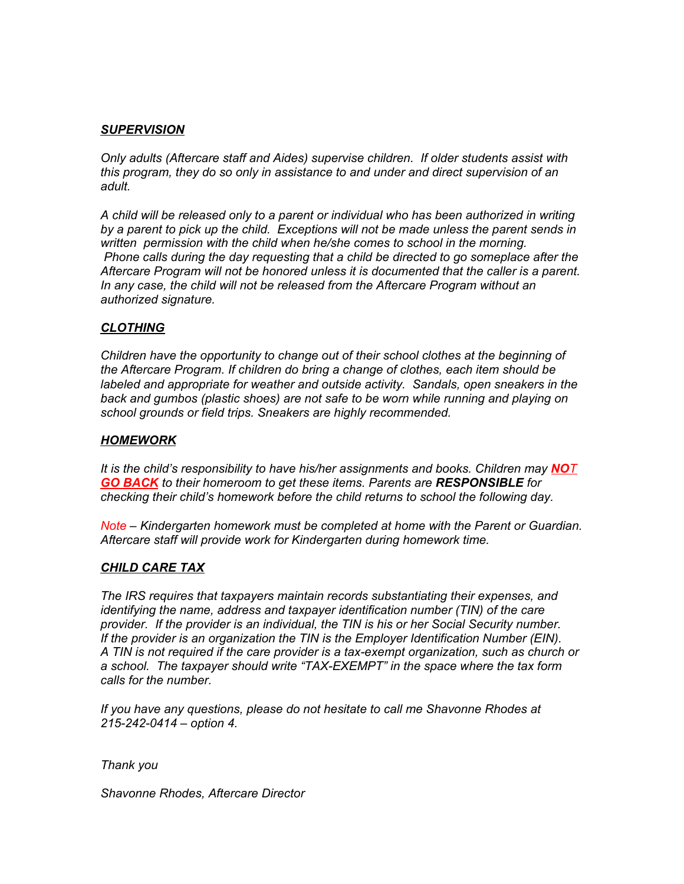***SUPERVISION***

*Only adults (Aftercare staff and Aides) supervise children. If older students assist with this program, they do so only in assistance to and under and direct supervision of an adult.*

*A child will be released only to a parent or individual who has been authorized in writing by a parent to pick up the child. Exceptions will not be made unless the parent sends in written permission with the child when he/she comes to school in the morning. Phone calls during the day requesting that a child be directed to go someplace after the Aftercare Program will not be honored unless it is documented that the caller is a parent. In any case, the child will not be released from the Aftercare Program without an authorized signature.*

***CLOTHING***

*Children have the opportunity to change out of their school clothes at the beginning of the Aftercare Program. If children do bring a change of clothes, each item should be labeled and appropriate for weather and outside activity. Sandals, open sneakers in the back and gumbos (plastic shoes) are not safe to be worn while running and playing on school grounds or field trips. Sneakers are highly recommended.*

***HOMEWORK***

*It is the child's responsibility to have his/her assignments and books. Children may **NOT GO BACK** to their homeroom to get these items. Parents are **RESPONSIBLE** for checking their child's homework before the child returns to school the following day.*

*Note – Kindergarten homework must be completed at home with the Parent or Guardian. Aftercare staff will provide work for Kindergarten during homework time.*

***CHILD CARE TAX***

*The IRS requires that taxpayers maintain records substantiating their expenses, and identifying the name, address and taxpayer identification number (TIN) of the care provider. If the provider is an individual, the TIN is his or her Social Security number. If the provider is an organization the TIN is the Employer Identification Number (EIN). A TIN is not required if the care provider is a tax-exempt organization, such as church or a school. The taxpayer should write "TAX-EXEMPT" in the space where the tax form calls for the number.*

*If you have any questions, please do not hesitate to call me Shavonne Rhodes at 215-242-0414 – option 4.*

*Thank you*

*Shavonne Rhodes, Aftercare Director*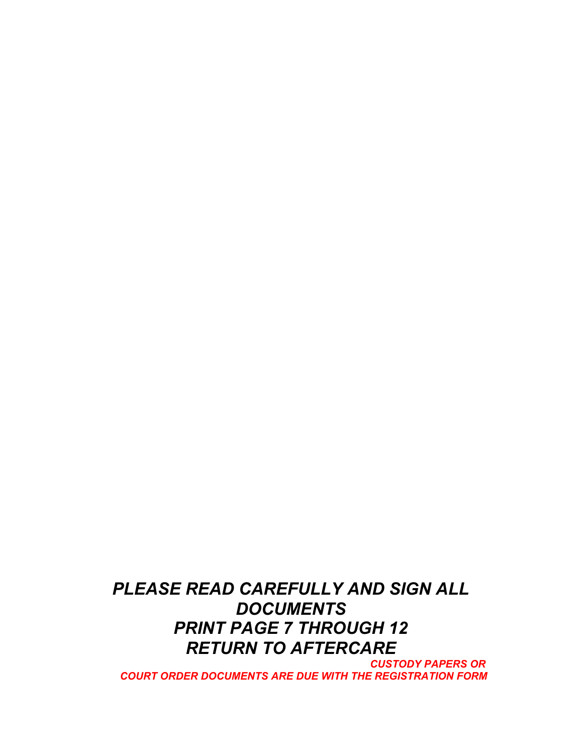***PLEASE READ CAREFULLY AND SIGN ALL DOCUMENTS***

***PRINT PAGE 7 THROUGH 12***

***RETURN TO AFTERCARE***

***CUSTODY PAPERS OR COURT ORDER DOCUMENTS ARE DUE WITH THE REGISTRATION FORM***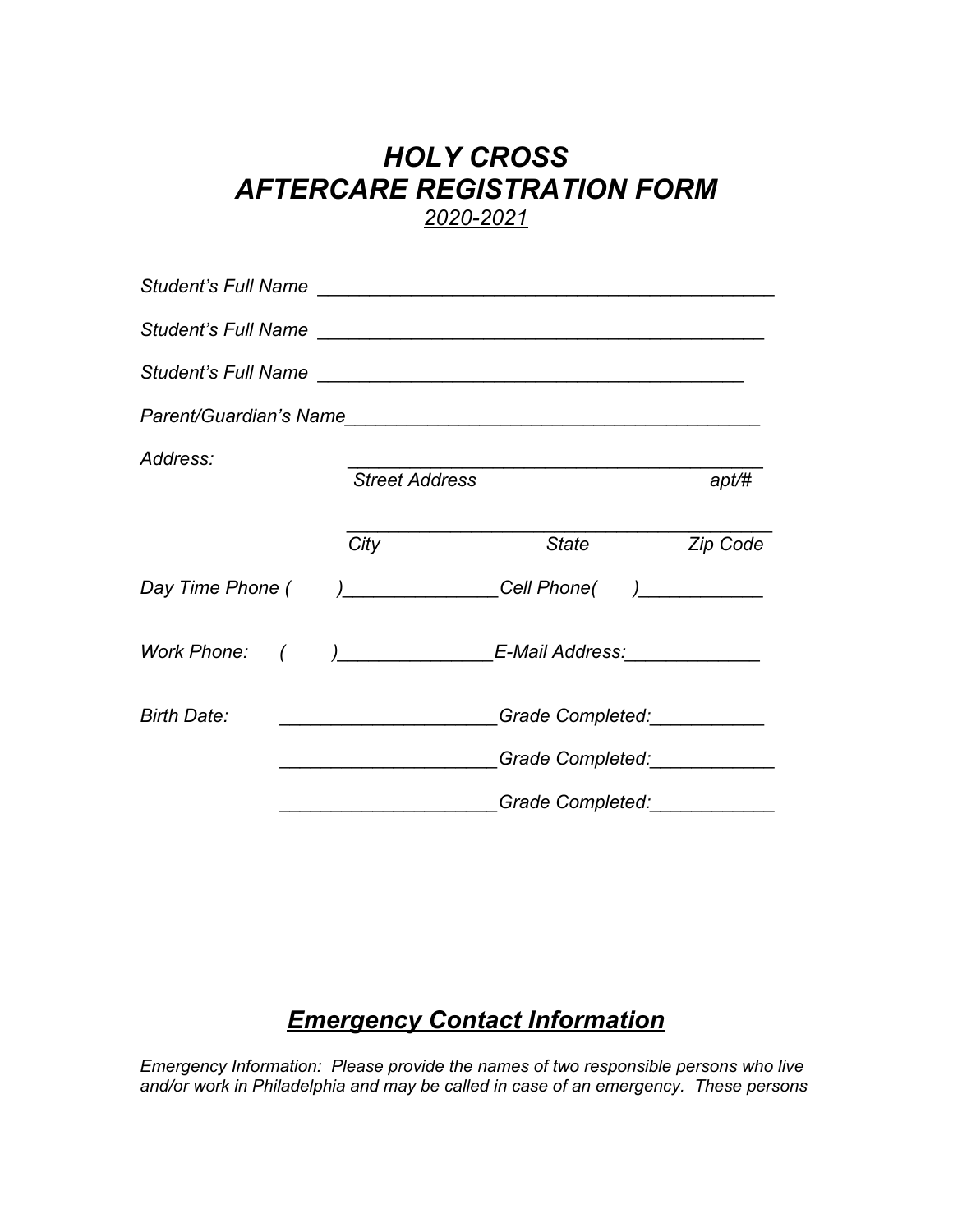# *HOLY CROSS*
# *AFTERCARE REGISTRATION FORM*

*2020-2021*

*Student's Full Name* ____________________________________________

*Student's Full Name* ____________________________________________

*Student's Full Name* ____________________________________________

*Parent/Guardian's Name*________________________________________

*Address:* ________________________________________
*Street Address* *apt/#*

________________________________________
*City* *State* *Zip Code*

*Day Time Phone (* *)*_______________*Cell Phone(* *)*____________

*Work Phone:* *(* *)*_______________*E-Mail Address:*_____________

*Birth Date:* _____________________*Grade Completed:*___________

_____________________*Grade Completed:*____________

_____________________*Grade Completed:*____________

## ***Emergency Contact Information***

*Emergency Information: Please provide the names of two responsible persons who live and/or work in Philadelphia and may be called in case of an emergency. These persons*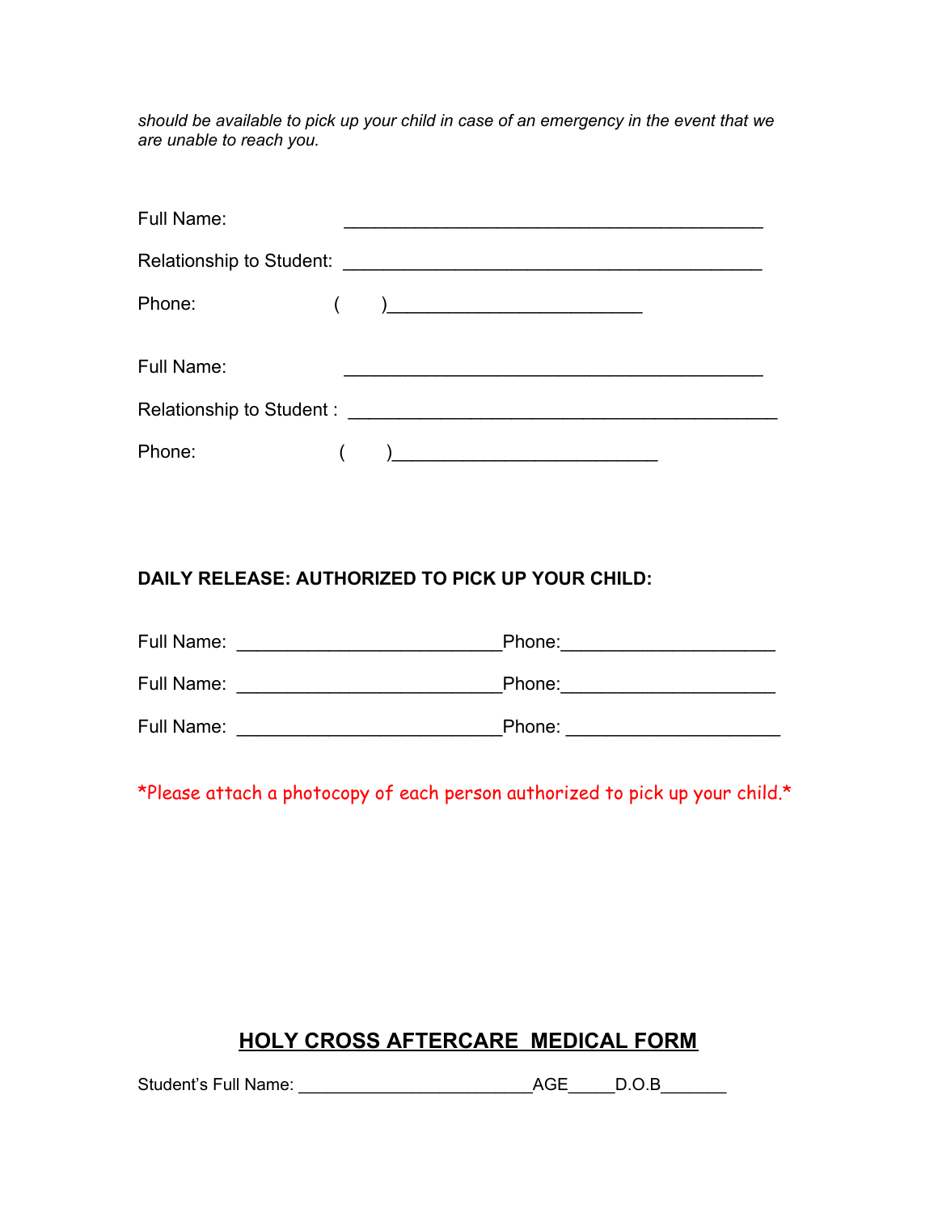*should be available to pick up your child in case of an emergency in the event that we are unable to reach you.*

Full Name: ________________________________________

Relationship to Student: ________________________________________

Phone: (     )________________________

Full Name: ________________________________________

Relationship to Student : __________________________________________

Phone: (     )_________________________

**DAILY RELEASE: AUTHORIZED TO PICK UP YOUR CHILD:**

Full Name: _________________________Phone:____________________

Full Name: _________________________Phone:____________________

Full Name: _________________________Phone: ____________________

*Please attach a photocopy of each person authorized to pick up your child.*

## HOLY CROSS AFTERCARE MEDICAL FORM

Student's Full Name: ________________________AGE_____D.O.B_______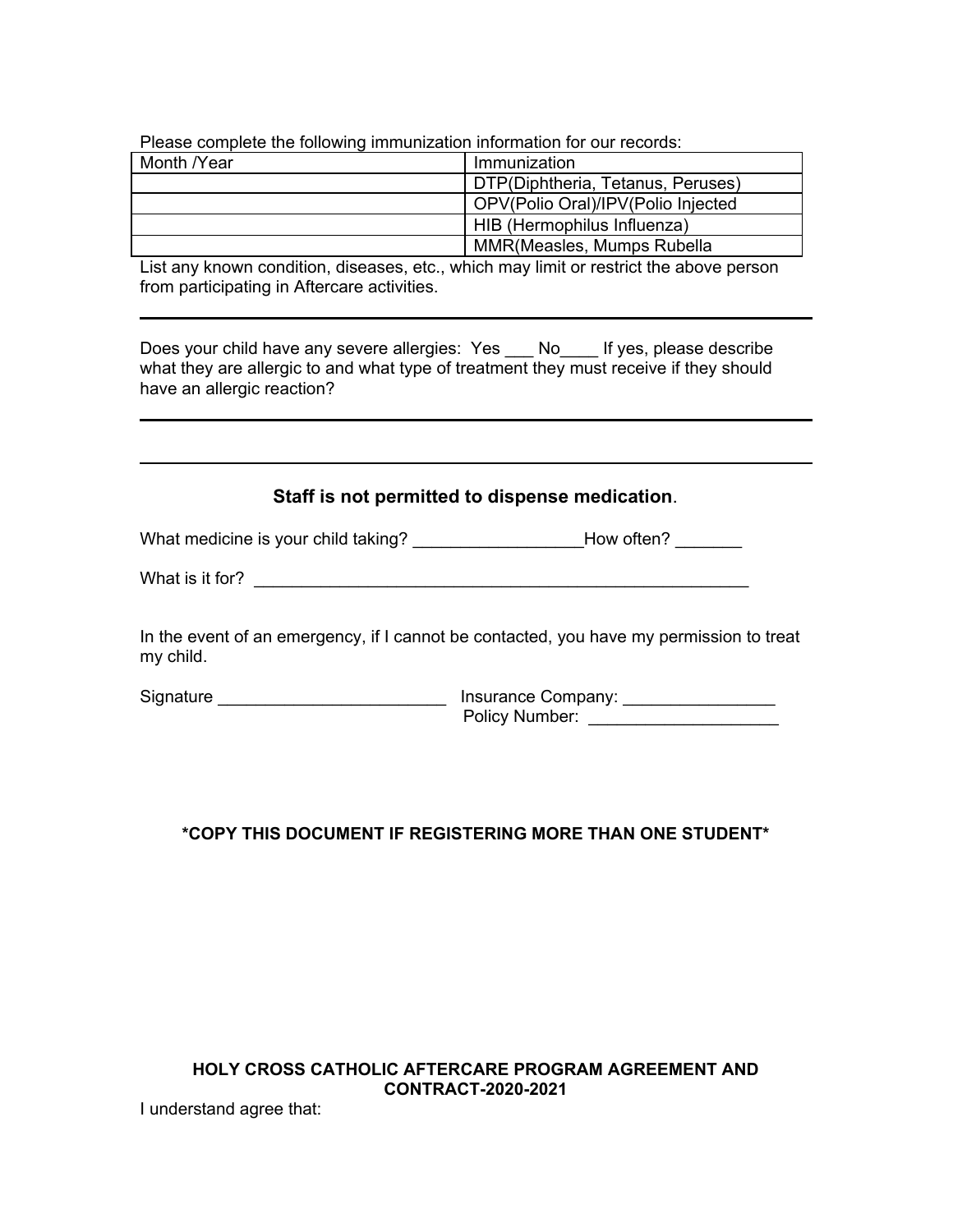Please complete the following immunization information for our records:

| Month /Year | Immunization |
| --- | --- |
| | DTP(Diphtheria, Tetanus, Peruses) |
| | OPV(Polio Oral)/IPV(Polio Injected |
| | HIB (Hermophilus Influenza) |
| | MMR(Measles, Mumps Rubella |

List any known condition, diseases, etc., which may limit or restrict the above person from participating in Aftercare activities.

______________________________________________________________________

Does your child have any severe allergies: Yes ___ No____ If yes, please describe what they are allergic to and what type of treatment they must receive if they should have an allergic reaction?

______________________________________________________________________

______________________________________________________________________

**Staff is not permitted to dispense medication**.

What medicine is your child taking? __________________How often? _______

What is it for? _______________________________________________________

In the event of an emergency, if I cannot be contacted, you have my permission to treat my child.

Signature ________________________ Insurance Company: ________________
Policy Number: ____________________

**\*COPY THIS DOCUMENT IF REGISTERING MORE THAN ONE STUDENT\***

**HOLY CROSS CATHOLIC AFTERCARE PROGRAM AGREEMENT AND CONTRACT-2020-2021**

I understand agree that: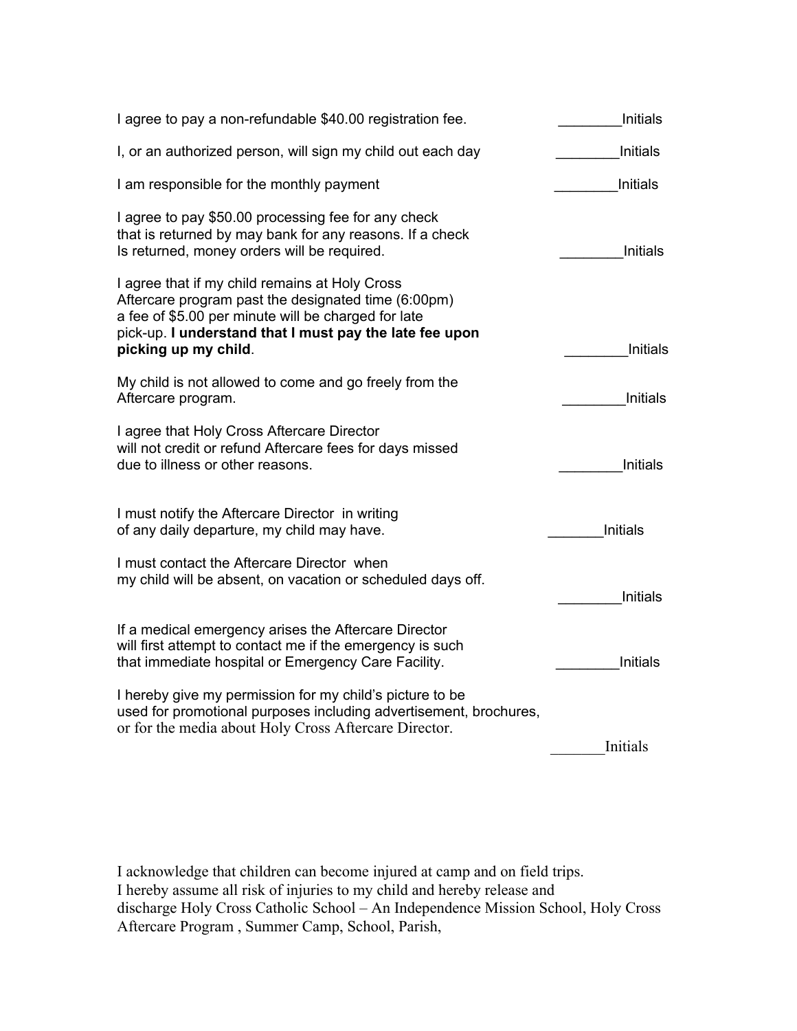I agree to pay a non-refundable $40.00 registration fee. ________Initials

I, or an authorized person, will sign my child out each day ________Initials

I am responsible for the monthly payment ________Initials

I agree to pay $50.00 processing fee for any check
that is returned by may bank for any reasons. If a check
Is returned, money orders will be required. ________Initials

I agree that if my child remains at Holy Cross
Aftercare program past the designated time (6:00pm)
a fee of $5.00 per minute will be charged for late
pick-up. **I understand that I must pay the late fee upon picking up my child**. ________Initials

My child is not allowed to come and go freely from the
Aftercare program. ________Initials

I agree that Holy Cross Aftercare Director
will not credit or refund Aftercare fees for days missed
due to illness or other reasons. ________Initials

I must notify the Aftercare Director in writing
of any daily departure, my child may have. _______Initials

I must contact the Aftercare Director when
my child will be absent, on vacation or scheduled days off. ________Initials

If a medical emergency arises the Aftercare Director
will first attempt to contact me if the emergency is such
that immediate hospital or Emergency Care Facility. ________Initials

I hereby give my permission for my child's picture to be
used for promotional purposes including advertisement, brochures,
or for the media about Holy Cross Aftercare Director. _______Initials

I acknowledge that children can become injured at camp and on field trips.
I hereby assume all risk of injuries to my child and hereby release and
discharge Holy Cross Catholic School – An Independence Mission School, Holy Cross
Aftercare Program , Summer Camp, School, Parish,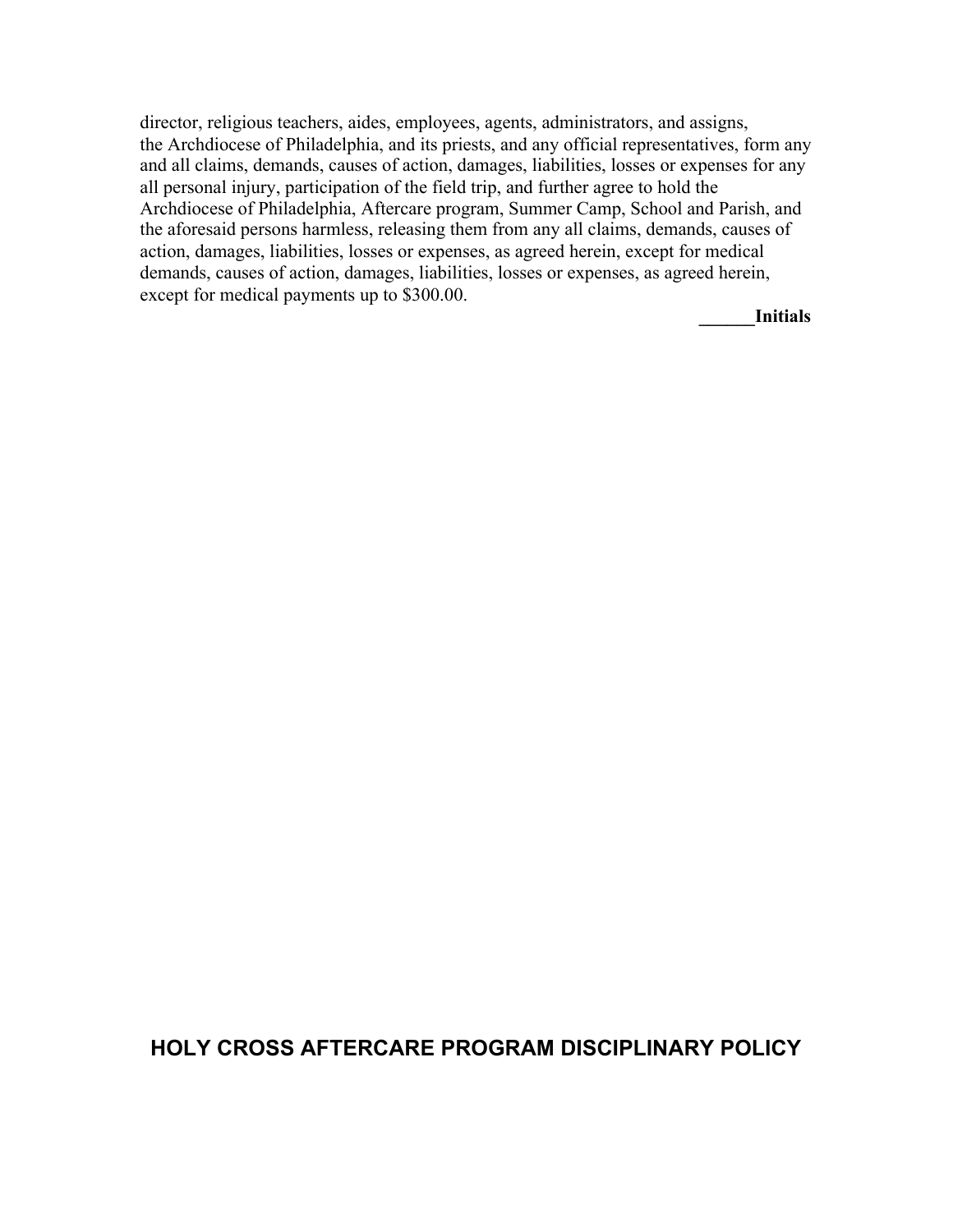director, religious teachers, aides, employees, agents, administrators, and assigns, the Archdiocese of Philadelphia, and its priests, and any official representatives, form any and all claims, demands, causes of action, damages, liabilities, losses or expenses for any all personal injury, participation of the field trip, and further agree to hold the Archdiocese of Philadelphia, Aftercare program, Summer Camp, School and Parish, and the aforesaid persons harmless, releasing them from any all claims, demands, causes of action, damages, liabilities, losses or expenses, as agreed herein, except for medical demands, causes of action, damages, liabilities, losses or expenses, as agreed herein, except for medical payments up to $300.00.

**______Initials**

# HOLY CROSS AFTERCARE PROGRAM DISCIPLINARY POLICY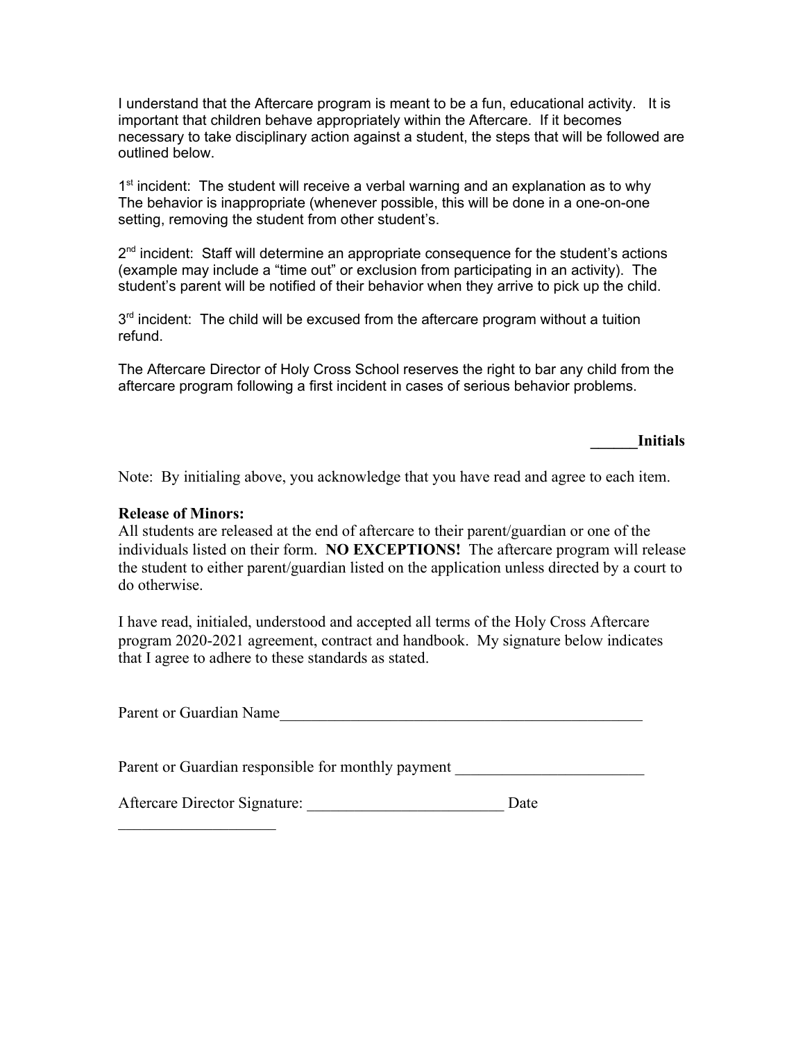I understand that the Aftercare program is meant to be a fun, educational activity. It is important that children behave appropriately within the Aftercare. If it becomes necessary to take disciplinary action against a student, the steps that will be followed are outlined below.

1st incident: The student will receive a verbal warning and an explanation as to why The behavior is inappropriate (whenever possible, this will be done in a one-on-one setting, removing the student from other student's.

2nd incident: Staff will determine an appropriate consequence for the student's actions (example may include a "time out" or exclusion from participating in an activity). The student's parent will be notified of their behavior when they arrive to pick up the child.

3rd incident: The child will be excused from the aftercare program without a tuition refund.

The Aftercare Director of Holy Cross School reserves the right to bar any child from the aftercare program following a first incident in cases of serious behavior problems.

**______Initials**

Note: By initialing above, you acknowledge that you have read and agree to each item.

**Release of Minors:**
All students are released at the end of aftercare to their parent/guardian or one of the individuals listed on their form. **NO EXCEPTIONS!** The aftercare program will release the student to either parent/guardian listed on the application unless directed by a court to do otherwise.

I have read, initialed, understood and accepted all terms of the Holy Cross Aftercare program 2020-2021 agreement, contract and handbook. My signature below indicates that I agree to adhere to these standards as stated.

Parent or Guardian Name_________________________________________________

Parent or Guardian responsible for monthly payment ________________________

Aftercare Director Signature: _________________________ Date ____________________